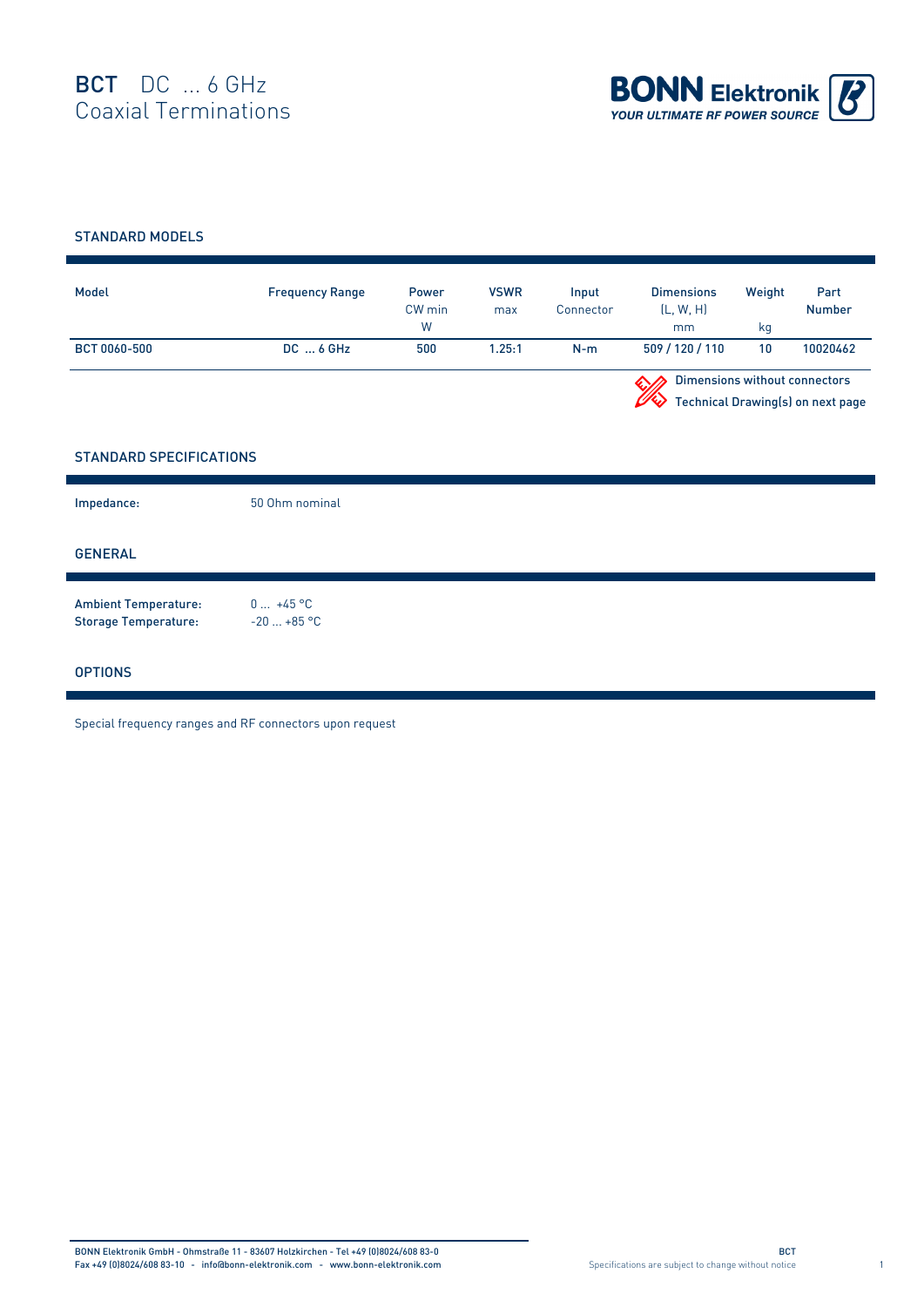# BCT DC ... 6 GHz
Coaxial Terminations

BONN Elektronik
YOUR ULTIMATE RF POWER SOURCE

## STANDARD MODELS

| Model | Frequency Range | Power CW min W | VSWR max | Input Connector | Dimensions (L, W, H) mm | Weight kg | Part Number |
|---|---|---|---|---|---|---|---|
| BCT 0060-500 | DC ... 6 GHz | 500 | 1.25:1 | N-m | 509 / 120 / 110 | 10 | 10020462 |

Dimensions without connectors
Technical Drawing(s) on next page

## STANDARD SPECIFICATIONS

**Impedance:** 50 Ohm nominal

## GENERAL

**Ambient Temperature:** 0 ... +45 °C
**Storage Temperature:** -20 ... +85 °C

## OPTIONS

Special frequency ranges and RF connectors upon request

BONN Elektronik GmbH - Ohmstraße 11 - 83607 Holzkirchen - Tel +49 (0)8024/608 83-0
Fax +49 (0)8024/608 83-10 - info@bonn-elektronik.com - www.bonn-elektronik.com

Specifications are subject to change without notice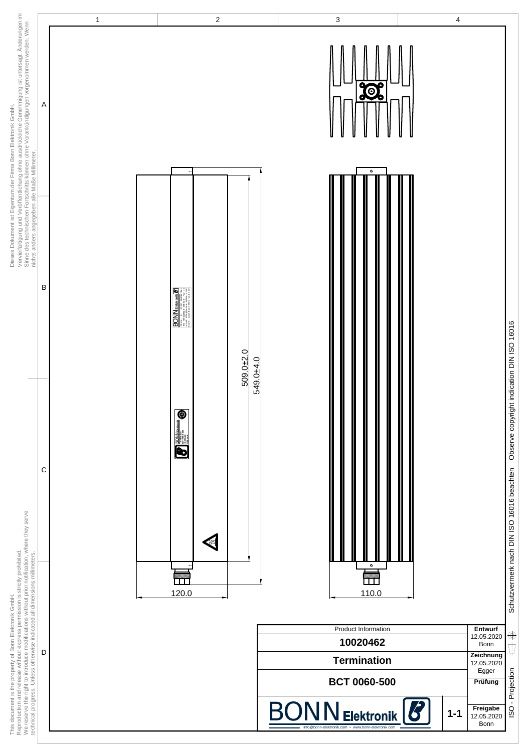Dieses Dokument ist Eigentum der Firma Bonn Elektronik GmbH. Vervielfältigung und Veröffentlichung ohne ausdrückliche Genehmigung ist untersagt. Änderungen im Sinne des technischen Fortschritts können ohne Vorankündigungen vorgenommen werden. Wenn nichts anders angegeben alle Maße Millimeter.

This document is the property of Bonn Elektronik GmbH. Reproduction and release without express permission is strictly prohibited. We reserve the right to introduce modifications without prior notification, where they serve technical progress. Unless otherwise indicated all dimensions millimeters.

509.0±2.0

549.0±4.0

120.0

110.0

Schutzvermerk nach DIN ISO 16016 beachten Observe copyright indication DIN ISO 16016

ISO - Projection

| Product Information | Entwurf 12.05.2020 Bonn |
|---|---|
| **10020462** | |
| **Termination** | Zeichnung 12.05.2020 Egger |
| **BCT 0060-500** | Prüfung |
| BONN Elektronik — info@bonn-elektronik.com • www.bonn-elektronik.com — 1-1 | Freigabe 12.05.2020 Bonn |